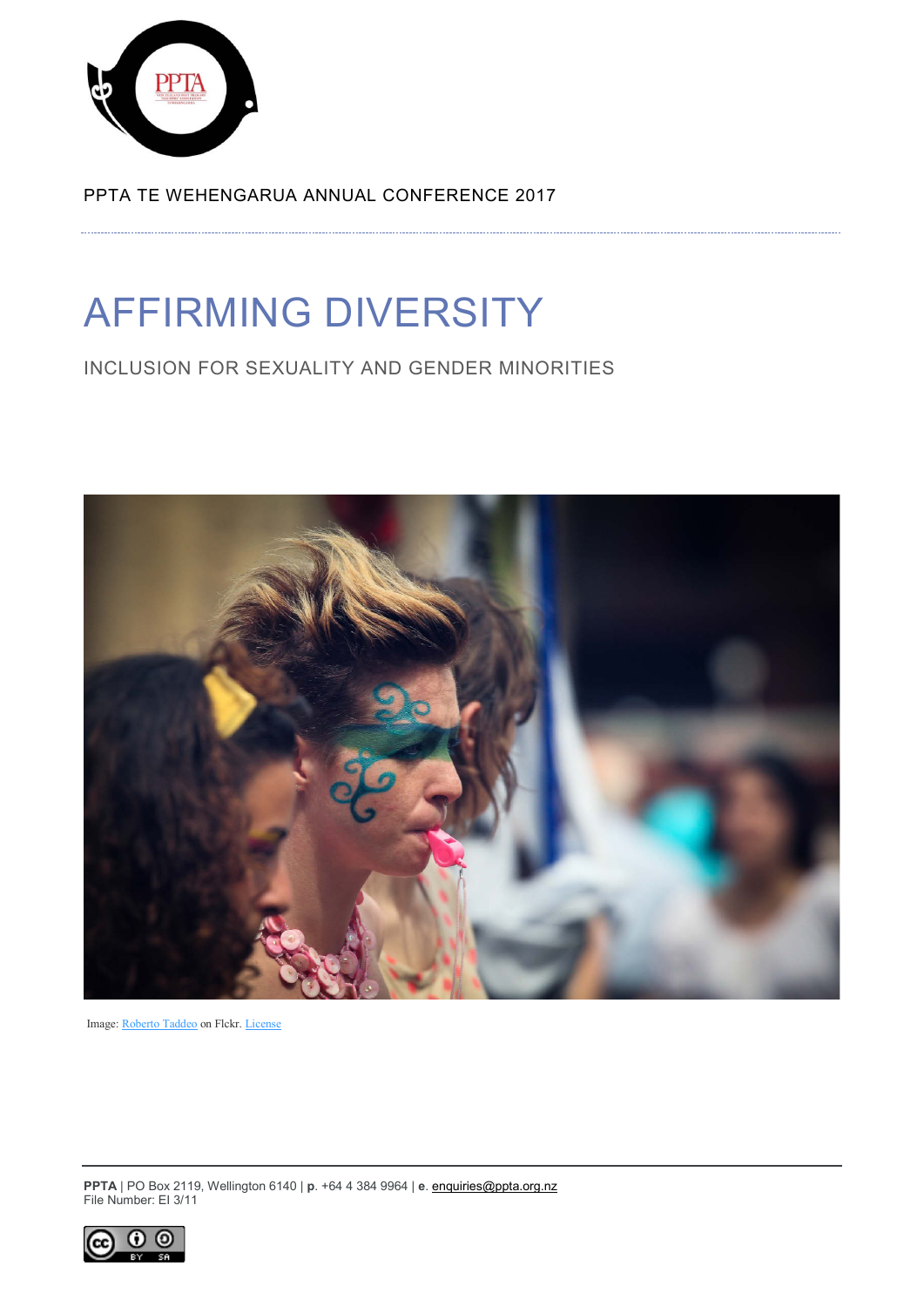PPTA TE WEHENGARUA ANNUAL CONFERENCE 2017

# AFFIRMING DIVERSITY

## INCLUSION FOR SEXUALITY AND GENDER MINORITIES

Image: Roberto Taddeo on Flckr. License

**PPTA** | PO Box 2119, Wellington 6140 | **p**. +64 4 384 9964 | **e**. enquiries@ppta.org.nz
File Number: EI 3/11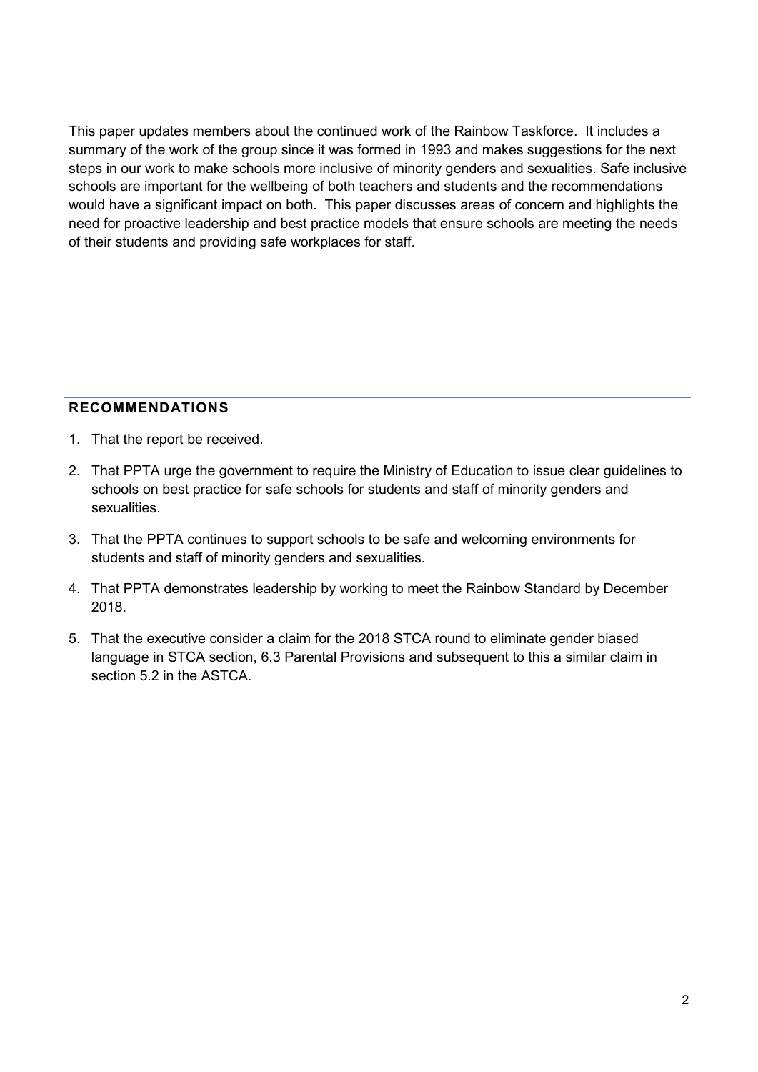This paper updates members about the continued work of the Rainbow Taskforce. It includes a summary of the work of the group since it was formed in 1993 and makes suggestions for the next steps in our work to make schools more inclusive of minority genders and sexualities. Safe inclusive schools are important for the wellbeing of both teachers and students and the recommendations would have a significant impact on both. This paper discusses areas of concern and highlights the need for proactive leadership and best practice models that ensure schools are meeting the needs of their students and providing safe workplaces for staff.

## RECOMMENDATIONS

1. That the report be received.
2. That PPTA urge the government to require the Ministry of Education to issue clear guidelines to schools on best practice for safe schools for students and staff of minority genders and sexualities.
3. That the PPTA continues to support schools to be safe and welcoming environments for students and staff of minority genders and sexualities.
4. That PPTA demonstrates leadership by working to meet the Rainbow Standard by December 2018.
5. That the executive consider a claim for the 2018 STCA round to eliminate gender biased language in STCA section, 6.3 Parental Provisions and subsequent to this a similar claim in section 5.2 in the ASTCA.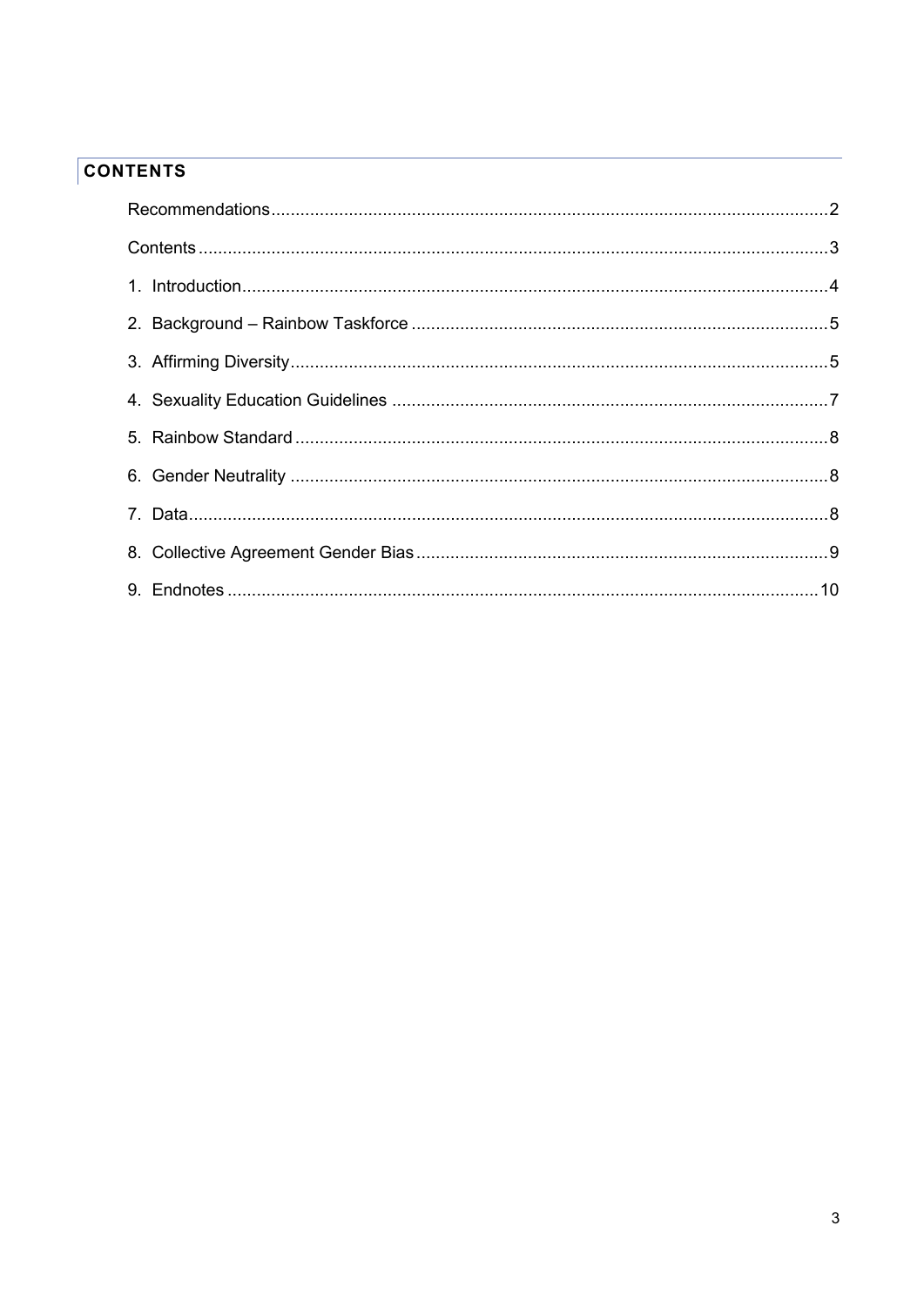## CONTENTS

Recommendations.....2

Contents.....3

1. Introduction.....4
2. Background – Rainbow Taskforce.....5
3. Affirming Diversity.....5
4. Sexuality Education Guidelines.....7
5. Rainbow Standard.....8
6. Gender Neutrality.....8
7. Data.....8
8. Collective Agreement Gender Bias.....9
9. Endnotes.....10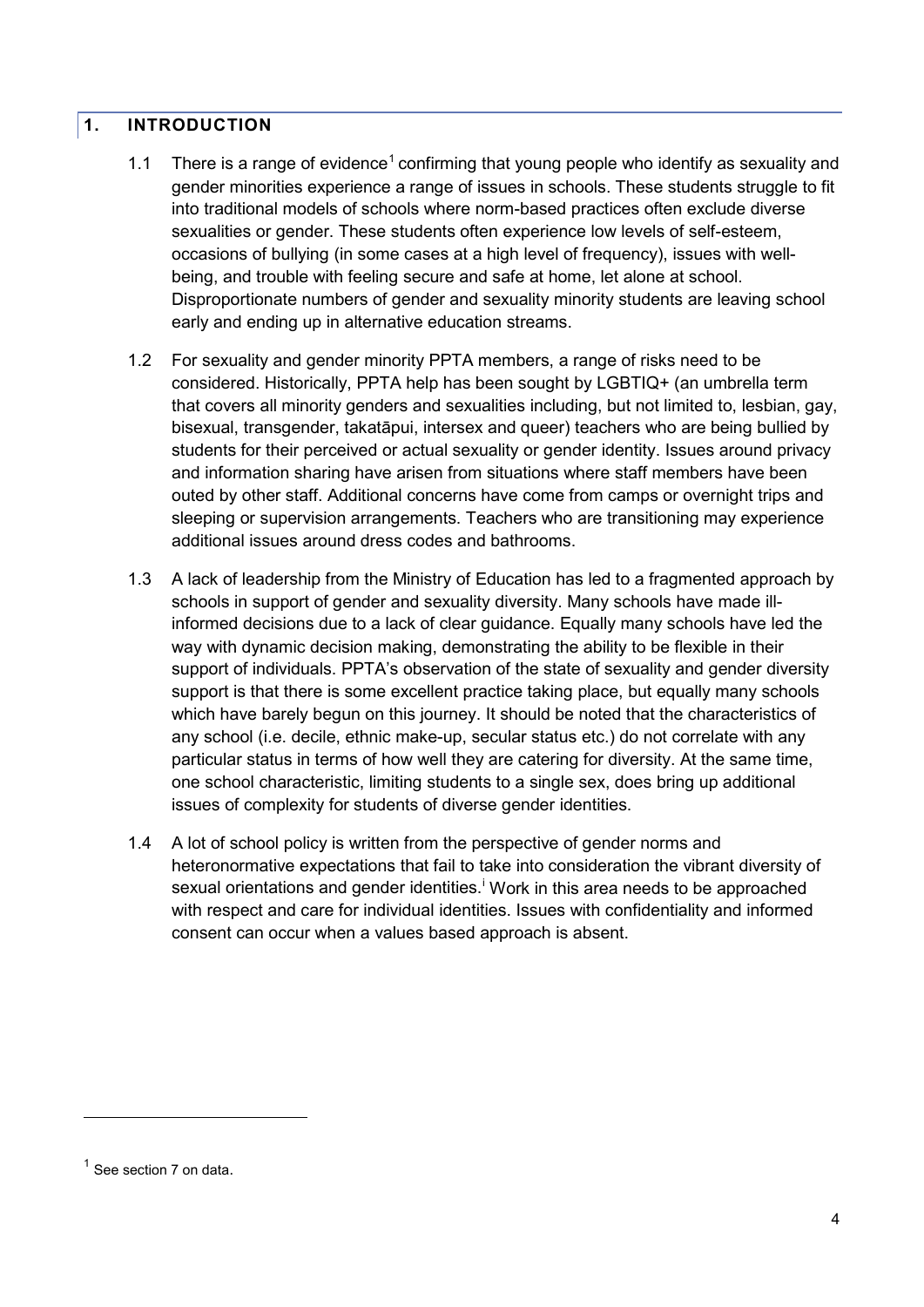## 1. INTRODUCTION

1.1 There is a range of evidence[1] confirming that young people who identify as sexuality and gender minorities experience a range of issues in schools. These students struggle to fit into traditional models of schools where norm-based practices often exclude diverse sexualities or gender. These students often experience low levels of self-esteem, occasions of bullying (in some cases at a high level of frequency), issues with well-being, and trouble with feeling secure and safe at home, let alone at school. Disproportionate numbers of gender and sexuality minority students are leaving school early and ending up in alternative education streams.

1.2 For sexuality and gender minority PPTA members, a range of risks need to be considered. Historically, PPTA help has been sought by LGBTIQ+ (an umbrella term that covers all minority genders and sexualities including, but not limited to, lesbian, gay, bisexual, transgender, takatāpui, intersex and queer) teachers who are being bullied by students for their perceived or actual sexuality or gender identity. Issues around privacy and information sharing have arisen from situations where staff members have been outed by other staff. Additional concerns have come from camps or overnight trips and sleeping or supervision arrangements. Teachers who are transitioning may experience additional issues around dress codes and bathrooms.

1.3 A lack of leadership from the Ministry of Education has led to a fragmented approach by schools in support of gender and sexuality diversity. Many schools have made ill-informed decisions due to a lack of clear guidance. Equally many schools have led the way with dynamic decision making, demonstrating the ability to be flexible in their support of individuals. PPTA's observation of the state of sexuality and gender diversity support is that there is some excellent practice taking place, but equally many schools which have barely begun on this journey. It should be noted that the characteristics of any school (i.e. decile, ethnic make-up, secular status etc.) do not correlate with any particular status in terms of how well they are catering for diversity. At the same time, one school characteristic, limiting students to a single sex, does bring up additional issues of complexity for students of diverse gender identities.

1.4 A lot of school policy is written from the perspective of gender norms and heteronormative expectations that fail to take into consideration the vibrant diversity of sexual orientations and gender identities.[i] Work in this area needs to be approached with respect and care for individual identities. Issues with confidentiality and informed consent can occur when a values based approach is absent.

---

[1] See section 7 on data.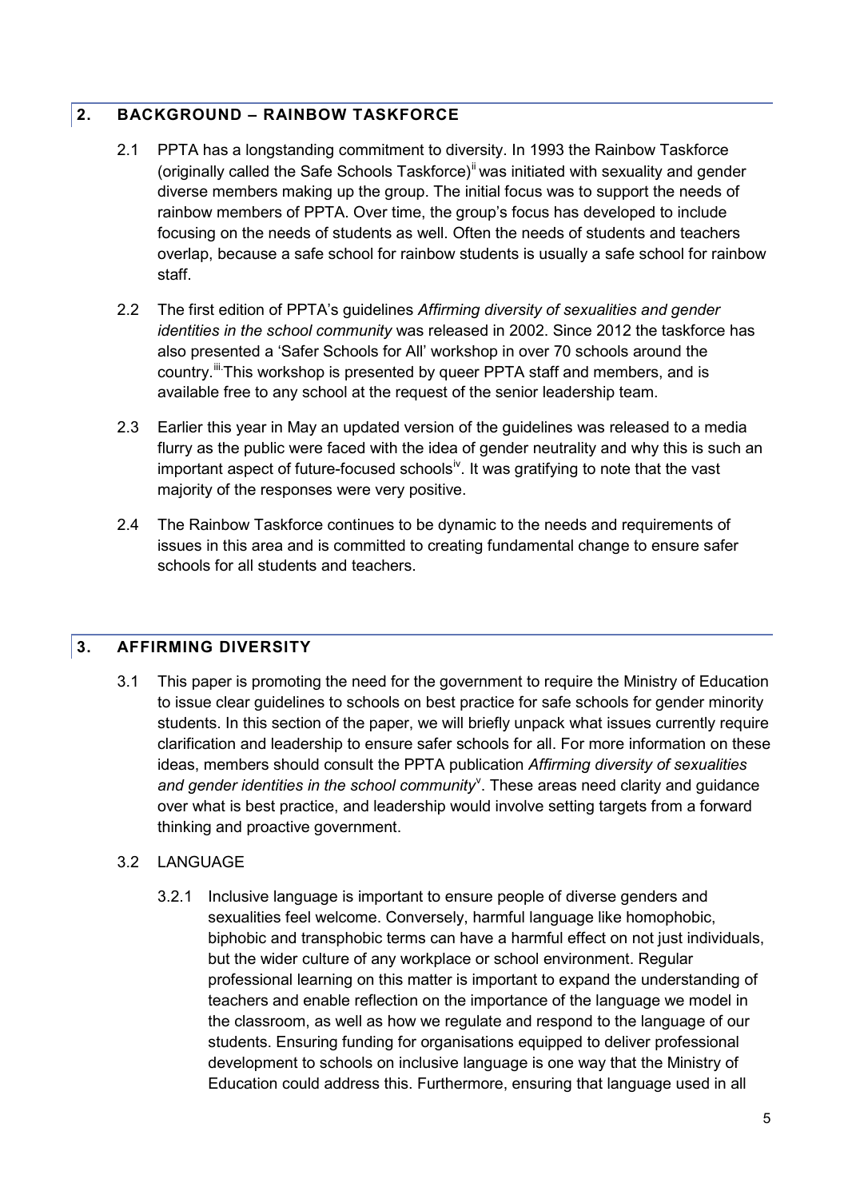## 2. BACKGROUND – RAINBOW TASKFORCE

2.1 PPTA has a longstanding commitment to diversity. In 1993 the Rainbow Taskforce (originally called the Safe Schools Taskforce)[ii] was initiated with sexuality and gender diverse members making up the group. The initial focus was to support the needs of rainbow members of PPTA. Over time, the group's focus has developed to include focusing on the needs of students as well. Often the needs of students and teachers overlap, because a safe school for rainbow students is usually a safe school for rainbow staff.

2.2 The first edition of PPTA's guidelines *Affirming diversity of sexualities and gender identities in the school community* was released in 2002. Since 2012 the taskforce has also presented a 'Safer Schools for All' workshop in over 70 schools around the country.[iii] This workshop is presented by queer PPTA staff and members, and is available free to any school at the request of the senior leadership team.

2.3 Earlier this year in May an updated version of the guidelines was released to a media flurry as the public were faced with the idea of gender neutrality and why this is such an important aspect of future-focused schools[iv]. It was gratifying to note that the vast majority of the responses were very positive.

2.4 The Rainbow Taskforce continues to be dynamic to the needs and requirements of issues in this area and is committed to creating fundamental change to ensure safer schools for all students and teachers.

## 3. AFFIRMING DIVERSITY

3.1 This paper is promoting the need for the government to require the Ministry of Education to issue clear guidelines to schools on best practice for safe schools for gender minority students. In this section of the paper, we will briefly unpack what issues currently require clarification and leadership to ensure safer schools for all. For more information on these ideas, members should consult the PPTA publication *Affirming diversity of sexualities and gender identities in the school community*[v]. These areas need clarity and guidance over what is best practice, and leadership would involve setting targets from a forward thinking and proactive government.

3.2 LANGUAGE

3.2.1 Inclusive language is important to ensure people of diverse genders and sexualities feel welcome. Conversely, harmful language like homophobic, biphobic and transphobic terms can have a harmful effect on not just individuals, but the wider culture of any workplace or school environment. Regular professional learning on this matter is important to expand the understanding of teachers and enable reflection on the importance of the language we model in the classroom, as well as how we regulate and respond to the language of our students. Ensuring funding for organisations equipped to deliver professional development to schools on inclusive language is one way that the Ministry of Education could address this. Furthermore, ensuring that language used in all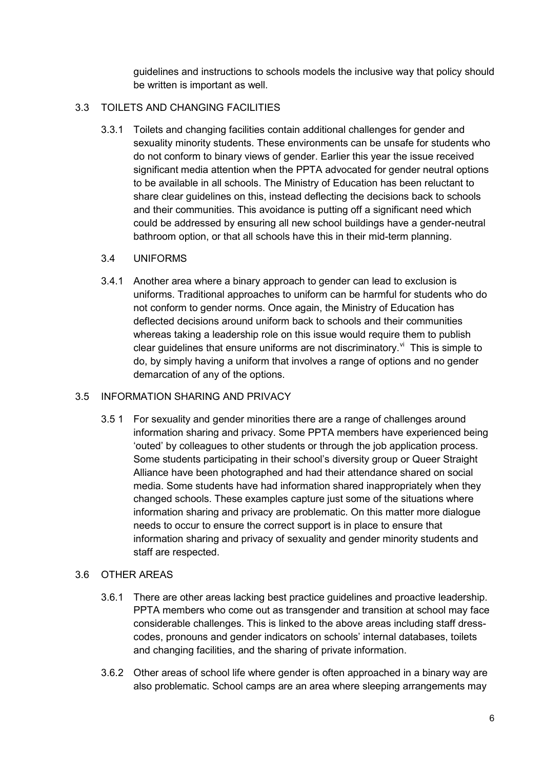guidelines and instructions to schools models the inclusive way that policy should be written is important as well.

## 3.3 TOILETS AND CHANGING FACILITIES

3.3.1 Toilets and changing facilities contain additional challenges for gender and sexuality minority students. These environments can be unsafe for students who do not conform to binary views of gender. Earlier this year the issue received significant media attention when the PPTA advocated for gender neutral options to be available in all schools. The Ministry of Education has been reluctant to share clear guidelines on this, instead deflecting the decisions back to schools and their communities. This avoidance is putting off a significant need which could be addressed by ensuring all new school buildings have a gender-neutral bathroom option, or that all schools have this in their mid-term planning.

## 3.4 UNIFORMS

3.4.1 Another area where a binary approach to gender can lead to exclusion is uniforms. Traditional approaches to uniform can be harmful for students who do not conform to gender norms. Once again, the Ministry of Education has deflected decisions around uniform back to schools and their communities whereas taking a leadership role on this issue would require them to publish clear guidelines that ensure uniforms are not discriminatory.[vi] This is simple to do, by simply having a uniform that involves a range of options and no gender demarcation of any of the options.

## 3.5 INFORMATION SHARING AND PRIVACY

3.5 1 For sexuality and gender minorities there are a range of challenges around information sharing and privacy. Some PPTA members have experienced being 'outed' by colleagues to other students or through the job application process. Some students participating in their school's diversity group or Queer Straight Alliance have been photographed and had their attendance shared on social media. Some students have had information shared inappropriately when they changed schools. These examples capture just some of the situations where information sharing and privacy are problematic. On this matter more dialogue needs to occur to ensure the correct support is in place to ensure that information sharing and privacy of sexuality and gender minority students and staff are respected.

## 3.6 OTHER AREAS

3.6.1 There are other areas lacking best practice guidelines and proactive leadership. PPTA members who come out as transgender and transition at school may face considerable challenges. This is linked to the above areas including staff dress-codes, pronouns and gender indicators on schools' internal databases, toilets and changing facilities, and the sharing of private information.

3.6.2 Other areas of school life where gender is often approached in a binary way are also problematic. School camps are an area where sleeping arrangements may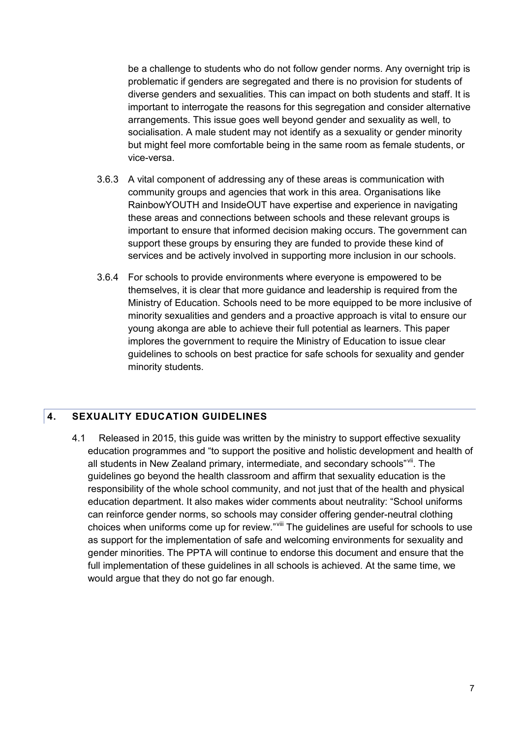be a challenge to students who do not follow gender norms. Any overnight trip is problematic if genders are segregated and there is no provision for students of diverse genders and sexualities. This can impact on both students and staff. It is important to interrogate the reasons for this segregation and consider alternative arrangements. This issue goes well beyond gender and sexuality as well, to socialisation. A male student may not identify as a sexuality or gender minority but might feel more comfortable being in the same room as female students, or vice-versa.

3.6.3 A vital component of addressing any of these areas is communication with community groups and agencies that work in this area. Organisations like RainbowYOUTH and InsideOUT have expertise and experience in navigating these areas and connections between schools and these relevant groups is important to ensure that informed decision making occurs. The government can support these groups by ensuring they are funded to provide these kind of services and be actively involved in supporting more inclusion in our schools.

3.6.4 For schools to provide environments where everyone is empowered to be themselves, it is clear that more guidance and leadership is required from the Ministry of Education. Schools need to be more equipped to be more inclusive of minority sexualities and genders and a proactive approach is vital to ensure our young akonga are able to achieve their full potential as learners. This paper implores the government to require the Ministry of Education to issue clear guidelines to schools on best practice for safe schools for sexuality and gender minority students.

## 4. SEXUALITY EDUCATION GUIDELINES

4.1 Released in 2015, this guide was written by the ministry to support effective sexuality education programmes and "to support the positive and holistic development and health of all students in New Zealand primary, intermediate, and secondary schools"[vii]. The guidelines go beyond the health classroom and affirm that sexuality education is the responsibility of the whole school community, and not just that of the health and physical education department. It also makes wider comments about neutrality: "School uniforms can reinforce gender norms, so schools may consider offering gender-neutral clothing choices when uniforms come up for review."[viii] The guidelines are useful for schools to use as support for the implementation of safe and welcoming environments for sexuality and gender minorities. The PPTA will continue to endorse this document and ensure that the full implementation of these guidelines in all schools is achieved. At the same time, we would argue that they do not go far enough.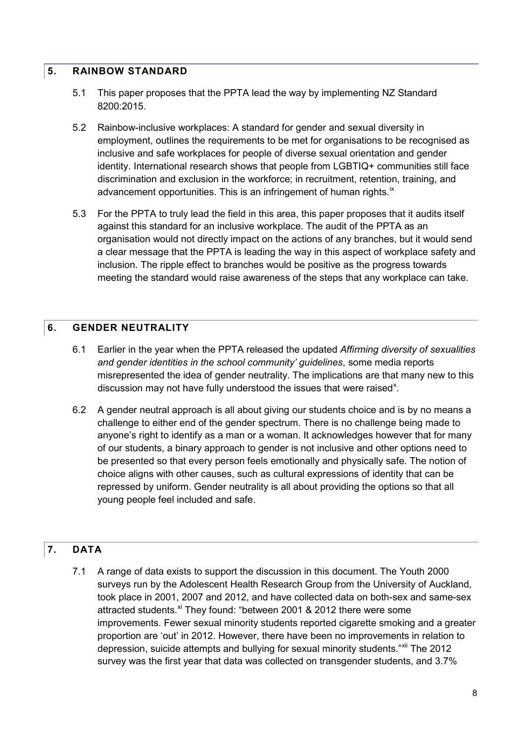## 5. RAINBOW STANDARD

5.1 This paper proposes that the PPTA lead the way by implementing NZ Standard 8200:2015.

5.2 Rainbow-inclusive workplaces: A standard for gender and sexual diversity in employment, outlines the requirements to be met for organisations to be recognised as inclusive and safe workplaces for people of diverse sexual orientation and gender identity. International research shows that people from LGBTIQ+ communities still face discrimination and exclusion in the workforce; in recruitment, retention, training, and advancement opportunities. This is an infringement of human rights.[ix]

5.3 For the PPTA to truly lead the field in this area, this paper proposes that it audits itself against this standard for an inclusive workplace. The audit of the PPTA as an organisation would not directly impact on the actions of any branches, but it would send a clear message that the PPTA is leading the way in this aspect of workplace safety and inclusion. The ripple effect to branches would be positive as the progress towards meeting the standard would raise awareness of the steps that any workplace can take.

## 6. GENDER NEUTRALITY

6.1 Earlier in the year when the PPTA released the updated *Affirming diversity of sexualities and gender identities in the school community' guidelines*, some media reports misrepresented the idea of gender neutrality. The implications are that many new to this discussion may not have fully understood the issues that were raised[x].

6.2 A gender neutral approach is all about giving our students choice and is by no means a challenge to either end of the gender spectrum. There is no challenge being made to anyone's right to identify as a man or a woman. It acknowledges however that for many of our students, a binary approach to gender is not inclusive and other options need to be presented so that every person feels emotionally and physically safe. The notion of choice aligns with other causes, such as cultural expressions of identity that can be repressed by uniform. Gender neutrality is all about providing the options so that all young people feel included and safe.

## 7. DATA

7.1 A range of data exists to support the discussion in this document. The Youth 2000 surveys run by the Adolescent Health Research Group from the University of Auckland, took place in 2001, 2007 and 2012, and have collected data on both-sex and same-sex attracted students.[xi] They found: "between 2001 & 2012 there were some improvements. Fewer sexual minority students reported cigarette smoking and a greater proportion are 'out' in 2012. However, there have been no improvements in relation to depression, suicide attempts and bullying for sexual minority students."[xii] The 2012 survey was the first year that data was collected on transgender students, and 3.7%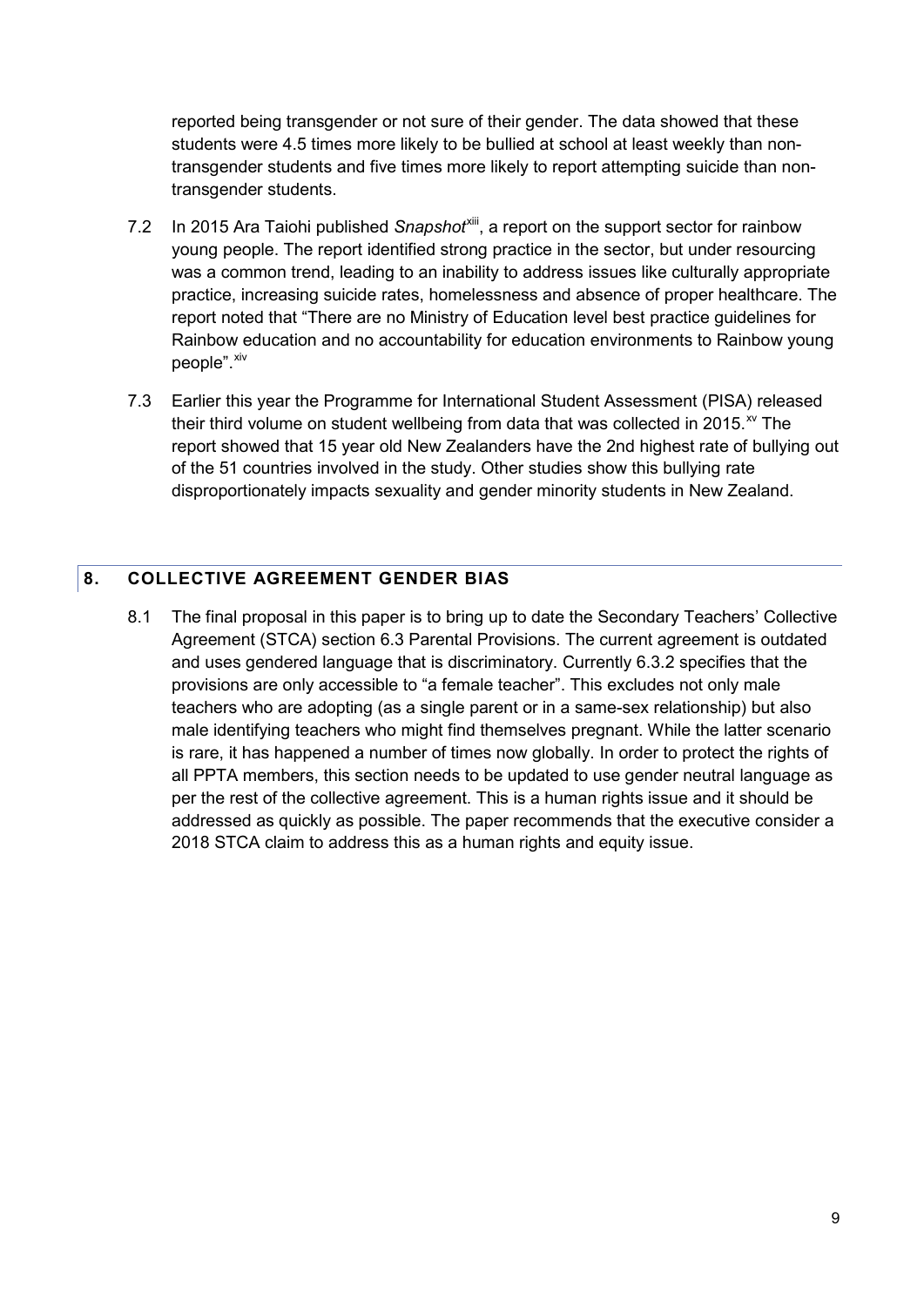reported being transgender or not sure of their gender. The data showed that these students were 4.5 times more likely to be bullied at school at least weekly than non-transgender students and five times more likely to report attempting suicide than non-transgender students.

7.2 In 2015 Ara Taiohi published *Snapshot*[xiii], a report on the support sector for rainbow young people. The report identified strong practice in the sector, but under resourcing was a common trend, leading to an inability to address issues like culturally appropriate practice, increasing suicide rates, homelessness and absence of proper healthcare. The report noted that "There are no Ministry of Education level best practice guidelines for Rainbow education and no accountability for education environments to Rainbow young people".[xiv]

7.3 Earlier this year the Programme for International Student Assessment (PISA) released their third volume on student wellbeing from data that was collected in 2015.[xv] The report showed that 15 year old New Zealanders have the 2nd highest rate of bullying out of the 51 countries involved in the study. Other studies show this bullying rate disproportionately impacts sexuality and gender minority students in New Zealand.

## 8. COLLECTIVE AGREEMENT GENDER BIAS

8.1 The final proposal in this paper is to bring up to date the Secondary Teachers' Collective Agreement (STCA) section 6.3 Parental Provisions. The current agreement is outdated and uses gendered language that is discriminatory. Currently 6.3.2 specifies that the provisions are only accessible to "a female teacher". This excludes not only male teachers who are adopting (as a single parent or in a same-sex relationship) but also male identifying teachers who might find themselves pregnant. While the latter scenario is rare, it has happened a number of times now globally. In order to protect the rights of all PPTA members, this section needs to be updated to use gender neutral language as per the rest of the collective agreement. This is a human rights issue and it should be addressed as quickly as possible. The paper recommends that the executive consider a 2018 STCA claim to address this as a human rights and equity issue.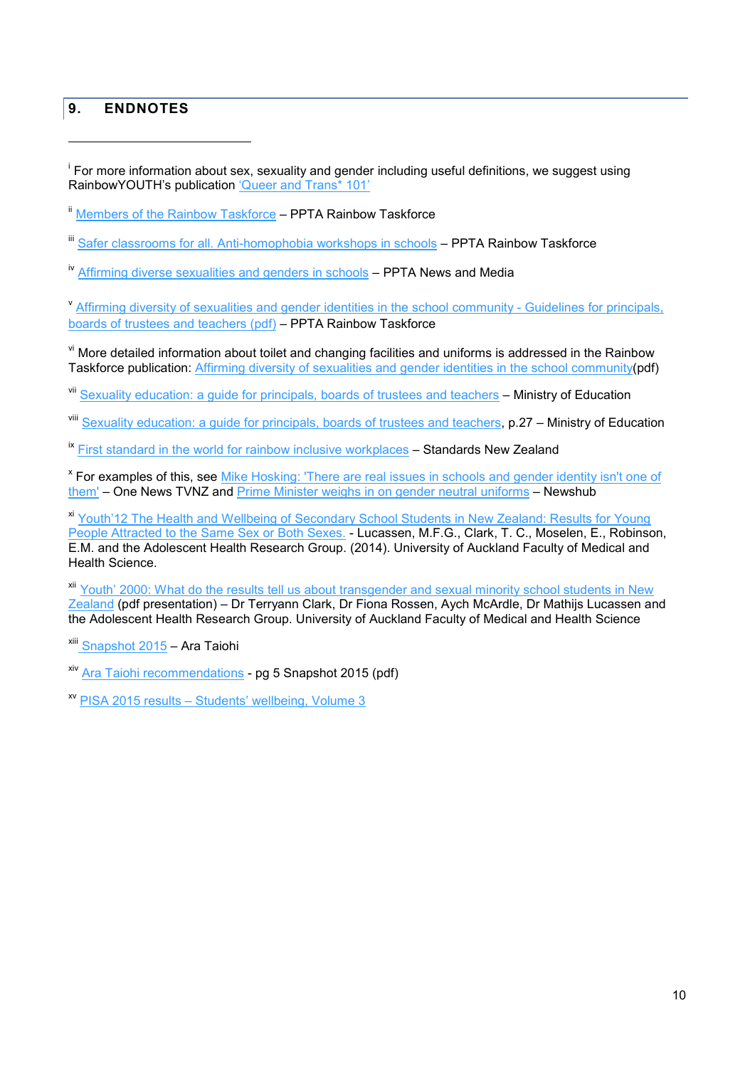## 9. ENDNOTES

[i] For more information about sex, sexuality and gender including useful definitions, we suggest using RainbowYOUTH's publication 'Queer and Trans* 101'

[ii] Members of the Rainbow Taskforce – PPTA Rainbow Taskforce

[iii] Safer classrooms for all. Anti-homophobia workshops in schools – PPTA Rainbow Taskforce

[iv] Affirming diverse sexualities and genders in schools – PPTA News and Media

[v] Affirming diversity of sexualities and gender identities in the school community - Guidelines for principals, boards of trustees and teachers (pdf) – PPTA Rainbow Taskforce

[vi] More detailed information about toilet and changing facilities and uniforms is addressed in the Rainbow Taskforce publication: Affirming diversity of sexualities and gender identities in the school community(pdf)

[vii] Sexuality education: a guide for principals, boards of trustees and teachers – Ministry of Education

[viii] Sexuality education: a guide for principals, boards of trustees and teachers, p.27 – Ministry of Education

[ix] First standard in the world for rainbow inclusive workplaces – Standards New Zealand

[x] For examples of this, see Mike Hosking: 'There are real issues in schools and gender identity isn't one of them' – One News TVNZ and Prime Minister weighs in on gender neutral uniforms – Newshub

[xi] Youth'12 The Health and Wellbeing of Secondary School Students in New Zealand: Results for Young People Attracted to the Same Sex or Both Sexes. - Lucassen, M.F.G., Clark, T. C., Moselen, E., Robinson, E.M. and the Adolescent Health Research Group. (2014). University of Auckland Faculty of Medical and Health Science.

[xii] Youth' 2000: What do the results tell us about transgender and sexual minority school students in New Zealand (pdf presentation) – Dr Terryann Clark, Dr Fiona Rossen, Aych McArdle, Dr Mathijs Lucassen and the Adolescent Health Research Group. University of Auckland Faculty of Medical and Health Science

[xiii] Snapshot 2015 – Ara Taiohi

[xiv] Ara Taiohi recommendations - pg 5 Snapshot 2015 (pdf)

[xv] PISA 2015 results – Students' wellbeing, Volume 3